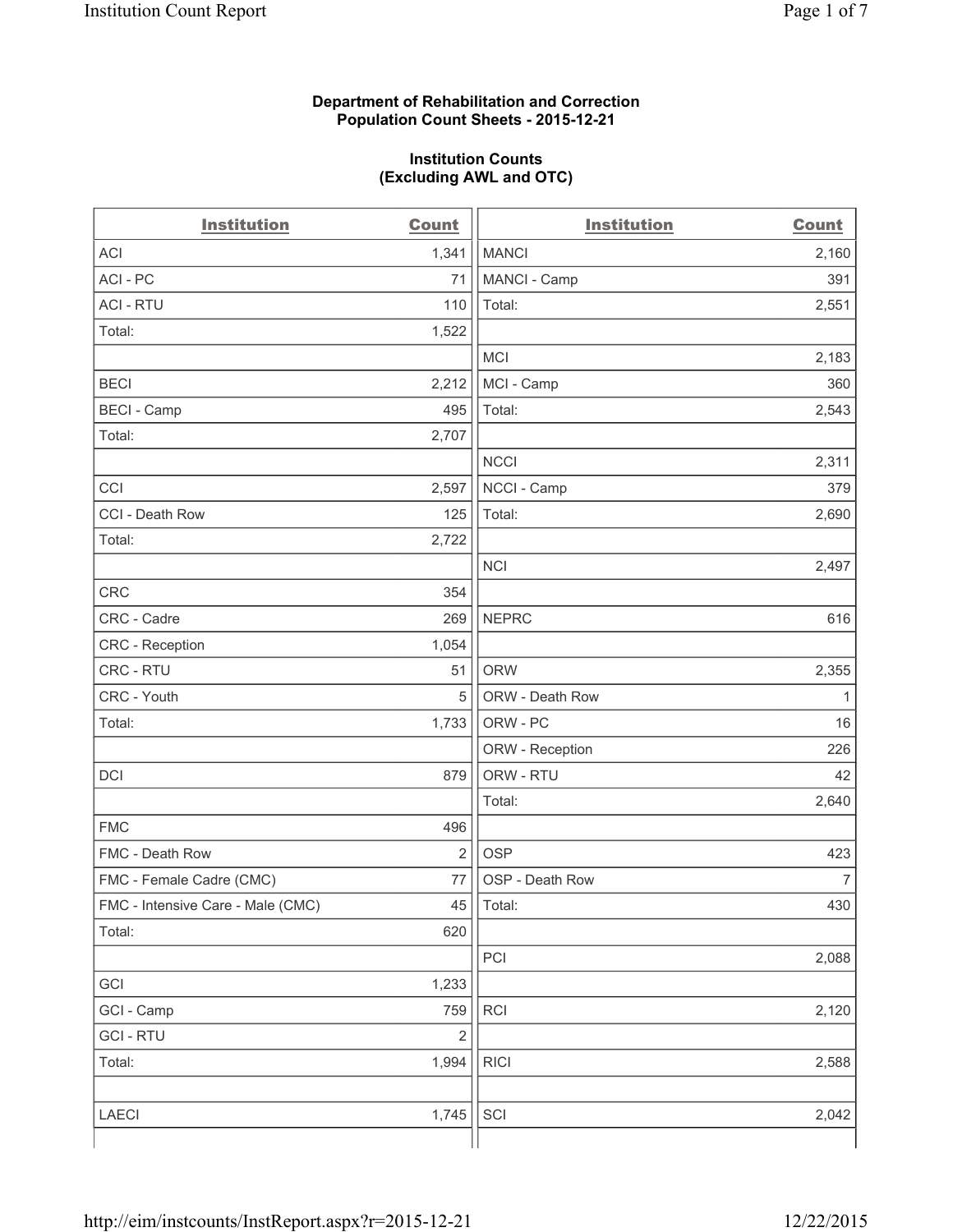**Department of Rehabilitation and Correction**
**Population Count Sheets - 2015-12-21**

**Institution Counts**
**(Excluding AWL and OTC)**

| Institution | Count |
|---|---|
| ACI | 1,341 |
| ACI - PC | 71 |
| ACI - RTU | 110 |
| Total: | 1,522 |
| | |
| BECI | 2,212 |
| BECI - Camp | 495 |
| Total: | 2,707 |
| | |
| CCI | 2,597 |
| CCI - Death Row | 125 |
| Total: | 2,722 |
| | |
| CRC | 354 |
| CRC - Cadre | 269 |
| CRC - Reception | 1,054 |
| CRC - RTU | 51 |
| CRC - Youth | 5 |
| Total: | 1,733 |
| | |
| DCI | 879 |
| | |
| FMC | 496 |
| FMC - Death Row | 2 |
| FMC - Female Cadre (CMC) | 77 |
| FMC - Intensive Care - Male (CMC) | 45 |
| Total: | 620 |
| | |
| GCI | 1,233 |
| GCI - Camp | 759 |
| GCI - RTU | 2 |
| Total: | 1,994 |
| | |
| LAECI | 1,745 |

| Institution | Count |
|---|---|
| MANCI | 2,160 |
| MANCI - Camp | 391 |
| Total: | 2,551 |
| | |
| MCI | 2,183 |
| MCI - Camp | 360 |
| Total: | 2,543 |
| | |
| NCCI | 2,311 |
| NCCI - Camp | 379 |
| Total: | 2,690 |
| | |
| NCI | 2,497 |
| | |
| NEPRC | 616 |
| | |
| ORW | 2,355 |
| ORW - Death Row | 1 |
| ORW - PC | 16 |
| ORW - Reception | 226 |
| ORW - RTU | 42 |
| Total: | 2,640 |
| | |
| OSP | 423 |
| OSP - Death Row | 7 |
| Total: | 430 |
| | |
| PCI | 2,088 |
| | |
| RCI | 2,120 |
| | |
| RICI | 2,588 |
| | |
| SCI | 2,042 |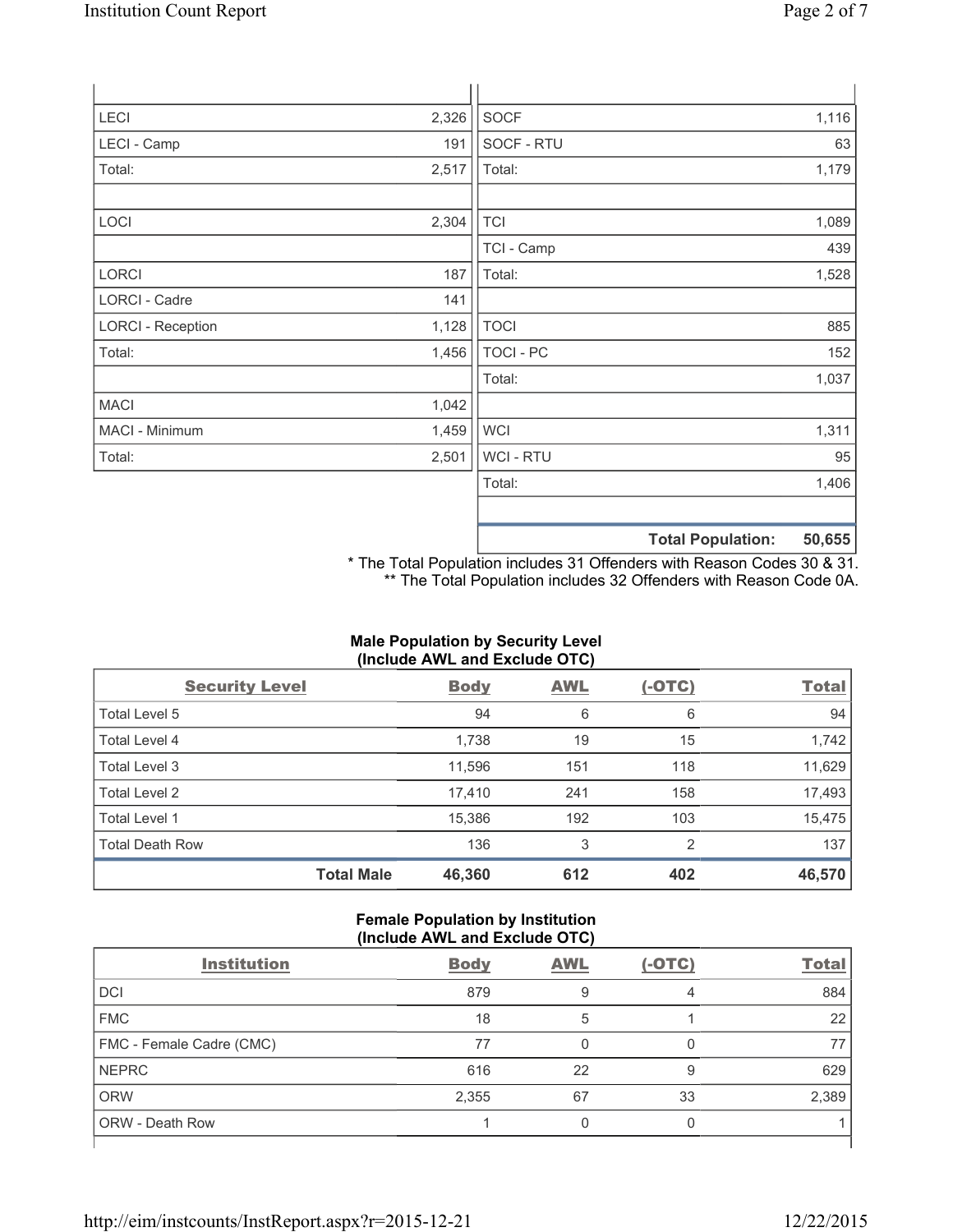| | | | |
|---|---|---|---|
| LECI | 2,326 | SOCF | 1,116 |
| LECI - Camp | 191 | SOCF - RTU | 63 |
| Total: | 2,517 | Total: | 1,179 |
| | | | |
| LOCI | 2,304 | TCI | 1,089 |
| | | TCI - Camp | 439 |
| LORCI | 187 | Total: | 1,528 |
| LORCI - Cadre | 141 | | |
| LORCI - Reception | 1,128 | TOCI | 885 |
| Total: | 1,456 | TOCI - PC | 152 |
| | | Total: | 1,037 |
| MACI | 1,042 | | |
| MACI - Minimum | 1,459 | WCI | 1,311 |
| Total: | 2,501 | WCI - RTU | 95 |
| | | Total: | 1,406 |
| | | | |
| | | **Total Population:** | **50,655** |

* The Total Population includes 31 Offenders with Reason Codes 30 & 31.
** The Total Population includes 32 Offenders with Reason Code 0A.

**Male Population by Security Level (Include AWL and Exclude OTC)**

| Security Level | Body | AWL | (-OTC) | Total |
|---|---|---|---|---|
| Total Level 5 | 94 | 6 | 6 | 94 |
| Total Level 4 | 1,738 | 19 | 15 | 1,742 |
| Total Level 3 | 11,596 | 151 | 118 | 11,629 |
| Total Level 2 | 17,410 | 241 | 158 | 17,493 |
| Total Level 1 | 15,386 | 192 | 103 | 15,475 |
| Total Death Row | 136 | 3 | 2 | 137 |
| **Total Male** | **46,360** | **612** | **402** | **46,570** |

**Female Population by Institution (Include AWL and Exclude OTC)**

| Institution | Body | AWL | (-OTC) | Total |
|---|---|---|---|---|
| DCI | 879 | 9 | 4 | 884 |
| FMC | 18 | 5 | 1 | 22 |
| FMC - Female Cadre (CMC) | 77 | 0 | 0 | 77 |
| NEPRC | 616 | 22 | 9 | 629 |
| ORW | 2,355 | 67 | 33 | 2,389 |
| ORW - Death Row | 1 | 0 | 0 | 1 |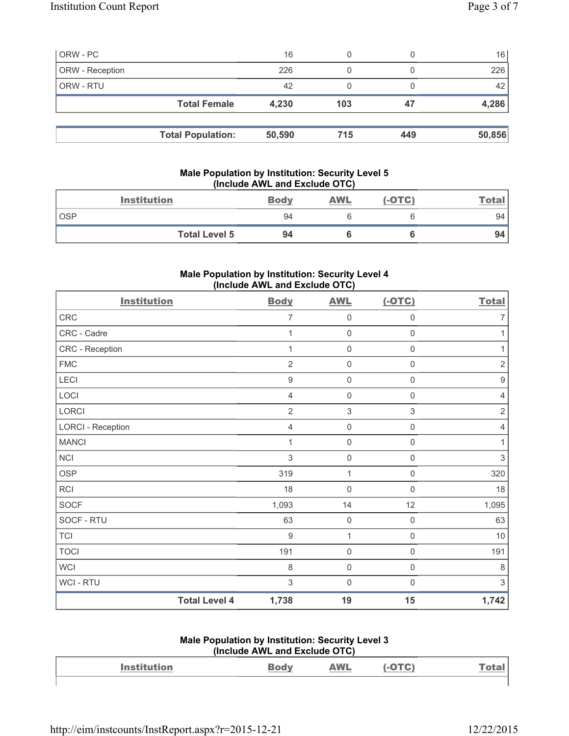| | | | | |
|---|---|---|---|---|
| ORW - PC | 16 | 0 | 0 | 16 |
| ORW - Reception | 226 | 0 | 0 | 226 |
| ORW - RTU | 42 | 0 | 0 | 42 |
| **Total Female** | **4,230** | **103** | **47** | **4,286** |

| | | | | |
|---|---|---|---|---|
| **Total Population:** | **50,590** | **715** | **449** | **50,856** |

## Male Population by Institution: Security Level 5 (Include AWL and Exclude OTC)

| Institution | Body | AWL | (-OTC) | Total |
|---|---|---|---|---|
| OSP | 94 | 6 | 6 | 94 |
| **Total Level 5** | **94** | **6** | **6** | **94** |

## Male Population by Institution: Security Level 4 (Include AWL and Exclude OTC)

| Institution | Body | AWL | (-OTC) | Total |
|---|---|---|---|---|
| CRC | 7 | 0 | 0 | 7 |
| CRC - Cadre | 1 | 0 | 0 | 1 |
| CRC - Reception | 1 | 0 | 0 | 1 |
| FMC | 2 | 0 | 0 | 2 |
| LECI | 9 | 0 | 0 | 9 |
| LOCI | 4 | 0 | 0 | 4 |
| LORCI | 2 | 3 | 3 | 2 |
| LORCI - Reception | 4 | 0 | 0 | 4 |
| MANCI | 1 | 0 | 0 | 1 |
| NCI | 3 | 0 | 0 | 3 |
| OSP | 319 | 1 | 0 | 320 |
| RCI | 18 | 0 | 0 | 18 |
| SOCF | 1,093 | 14 | 12 | 1,095 |
| SOCF - RTU | 63 | 0 | 0 | 63 |
| TCI | 9 | 1 | 0 | 10 |
| TOCI | 191 | 0 | 0 | 191 |
| WCI | 8 | 0 | 0 | 8 |
| WCI - RTU | 3 | 0 | 0 | 3 |
| **Total Level 4** | **1,738** | **19** | **15** | **1,742** |

## Male Population by Institution: Security Level 3 (Include AWL and Exclude OTC)

| Institution | Body | AWL | (-OTC) | Total |
|---|---|---|---|---|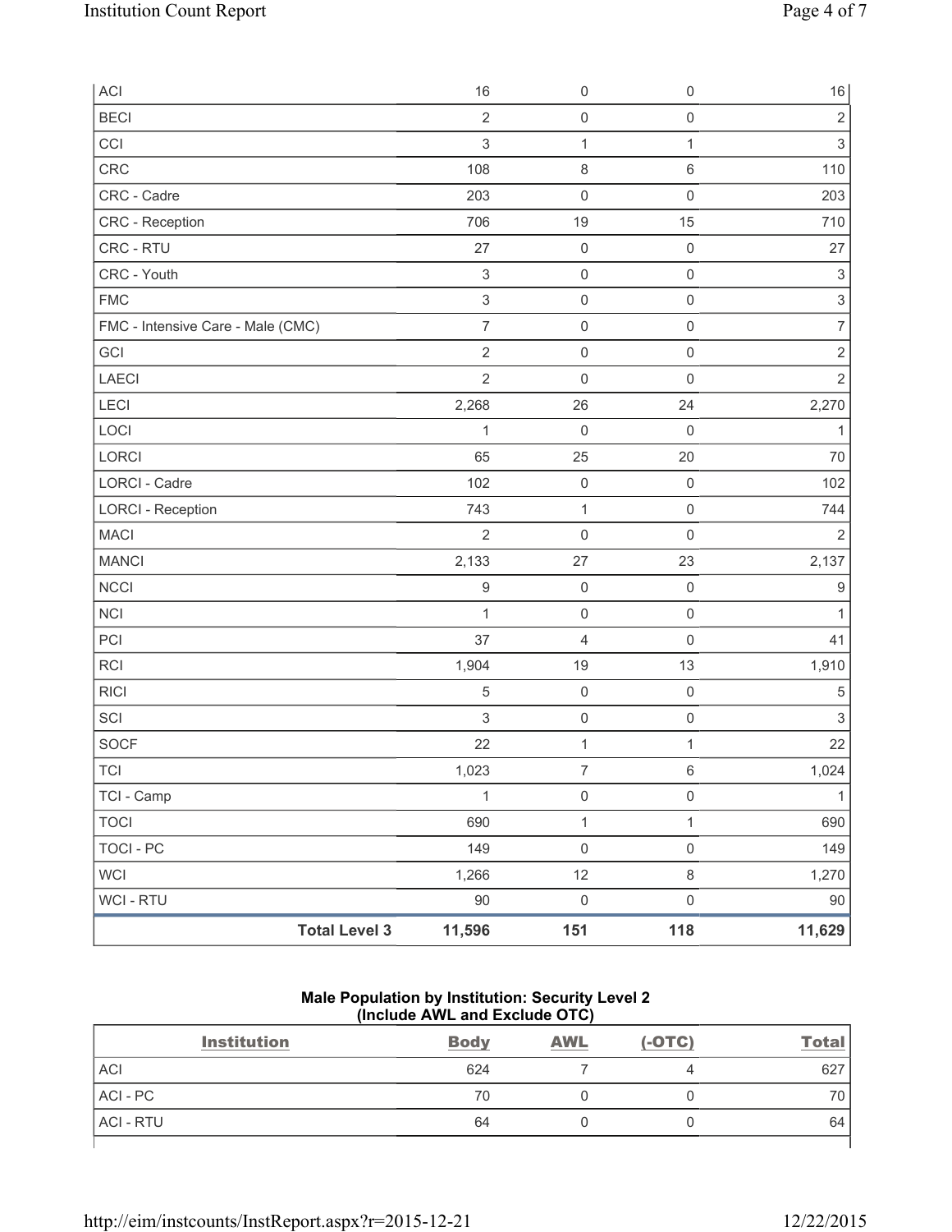| ACI | 16 | 0 | 0 | 16 |
|---|---|---|---|---|
| BECI | 2 | 0 | 0 | 2 |
| CCI | 3 | 1 | 1 | 3 |
| CRC | 108 | 8 | 6 | 110 |
| CRC - Cadre | 203 | 0 | 0 | 203 |
| CRC - Reception | 706 | 19 | 15 | 710 |
| CRC - RTU | 27 | 0 | 0 | 27 |
| CRC - Youth | 3 | 0 | 0 | 3 |
| FMC | 3 | 0 | 0 | 3 |
| FMC - Intensive Care - Male (CMC) | 7 | 0 | 0 | 7 |
| GCI | 2 | 0 | 0 | 2 |
| LAECI | 2 | 0 | 0 | 2 |
| LECI | 2,268 | 26 | 24 | 2,270 |
| LOCI | 1 | 0 | 0 | 1 |
| LORCI | 65 | 25 | 20 | 70 |
| LORCI - Cadre | 102 | 0 | 0 | 102 |
| LORCI - Reception | 743 | 1 | 0 | 744 |
| MACI | 2 | 0 | 0 | 2 |
| MANCI | 2,133 | 27 | 23 | 2,137 |
| NCCI | 9 | 0 | 0 | 9 |
| NCI | 1 | 0 | 0 | 1 |
| PCI | 37 | 4 | 0 | 41 |
| RCI | 1,904 | 19 | 13 | 1,910 |
| RICI | 5 | 0 | 0 | 5 |
| SCI | 3 | 0 | 0 | 3 |
| SOCF | 22 | 1 | 1 | 22 |
| TCI | 1,023 | 7 | 6 | 1,024 |
| TCI - Camp | 1 | 0 | 0 | 1 |
| TOCI | 690 | 1 | 1 | 690 |
| TOCI - PC | 149 | 0 | 0 | 149 |
| WCI | 1,266 | 12 | 8 | 1,270 |
| WCI - RTU | 90 | 0 | 0 | 90 |
| **Total Level 3** | **11,596** | **151** | **118** | **11,629** |

### Male Population by Institution: Security Level 2 (Include AWL and Exclude OTC)

| Institution | Body | AWL | (-OTC) | Total |
|---|---|---|---|---|
| ACI | 624 | 7 | 4 | 627 |
| ACI - PC | 70 | 0 | 0 | 70 |
| ACI - RTU | 64 | 0 | 0 | 64 |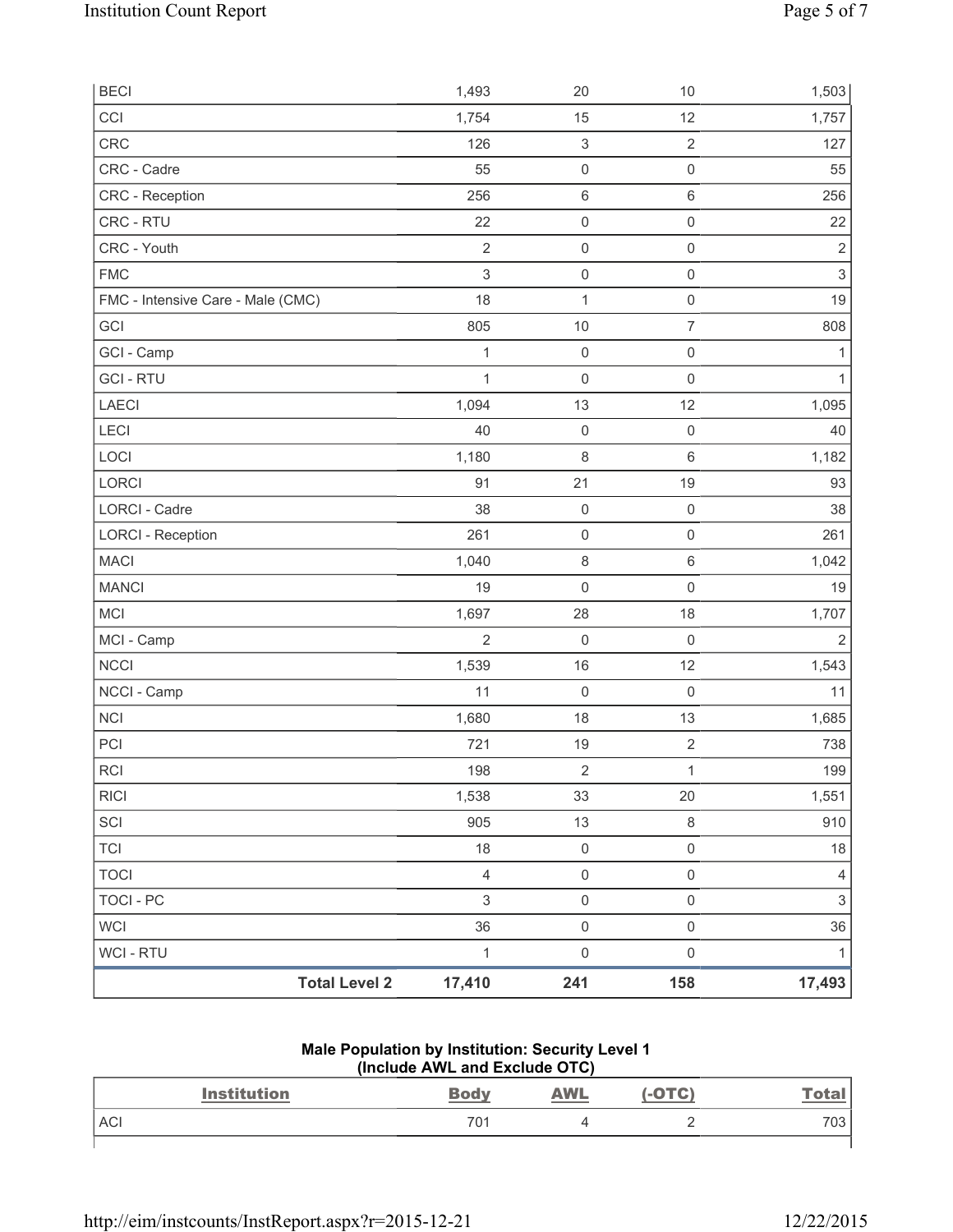| | | | | |
|---|---|---|---|---|
| BECI | 1,493 | 20 | 10 | 1,503 |
| CCI | 1,754 | 15 | 12 | 1,757 |
| CRC | 126 | 3 | 2 | 127 |
| CRC - Cadre | 55 | 0 | 0 | 55 |
| CRC - Reception | 256 | 6 | 6 | 256 |
| CRC - RTU | 22 | 0 | 0 | 22 |
| CRC - Youth | 2 | 0 | 0 | 2 |
| FMC | 3 | 0 | 0 | 3 |
| FMC - Intensive Care - Male (CMC) | 18 | 1 | 0 | 19 |
| GCI | 805 | 10 | 7 | 808 |
| GCI - Camp | 1 | 0 | 0 | 1 |
| GCI - RTU | 1 | 0 | 0 | 1 |
| LAECI | 1,094 | 13 | 12 | 1,095 |
| LECI | 40 | 0 | 0 | 40 |
| LOCI | 1,180 | 8 | 6 | 1,182 |
| LORCI | 91 | 21 | 19 | 93 |
| LORCI - Cadre | 38 | 0 | 0 | 38 |
| LORCI - Reception | 261 | 0 | 0 | 261 |
| MACI | 1,040 | 8 | 6 | 1,042 |
| MANCI | 19 | 0 | 0 | 19 |
| MCI | 1,697 | 28 | 18 | 1,707 |
| MCI - Camp | 2 | 0 | 0 | 2 |
| NCCI | 1,539 | 16 | 12 | 1,543 |
| NCCI - Camp | 11 | 0 | 0 | 11 |
| NCI | 1,680 | 18 | 13 | 1,685 |
| PCI | 721 | 19 | 2 | 738 |
| RCI | 198 | 2 | 1 | 199 |
| RICI | 1,538 | 33 | 20 | 1,551 |
| SCI | 905 | 13 | 8 | 910 |
| TCI | 18 | 0 | 0 | 18 |
| TOCI | 4 | 0 | 0 | 4 |
| TOCI - PC | 3 | 0 | 0 | 3 |
| WCI | 36 | 0 | 0 | 36 |
| WCI - RTU | 1 | 0 | 0 | 1 |
| **Total Level 2** | **17,410** | **241** | **158** | **17,493** |

**Male Population by Institution: Security Level 1**
**(Include AWL and Exclude OTC)**

| Institution | Body | AWL | (-OTC) | Total |
|---|---|---|---|---|
| ACI | 701 | 4 | 2 | 703 |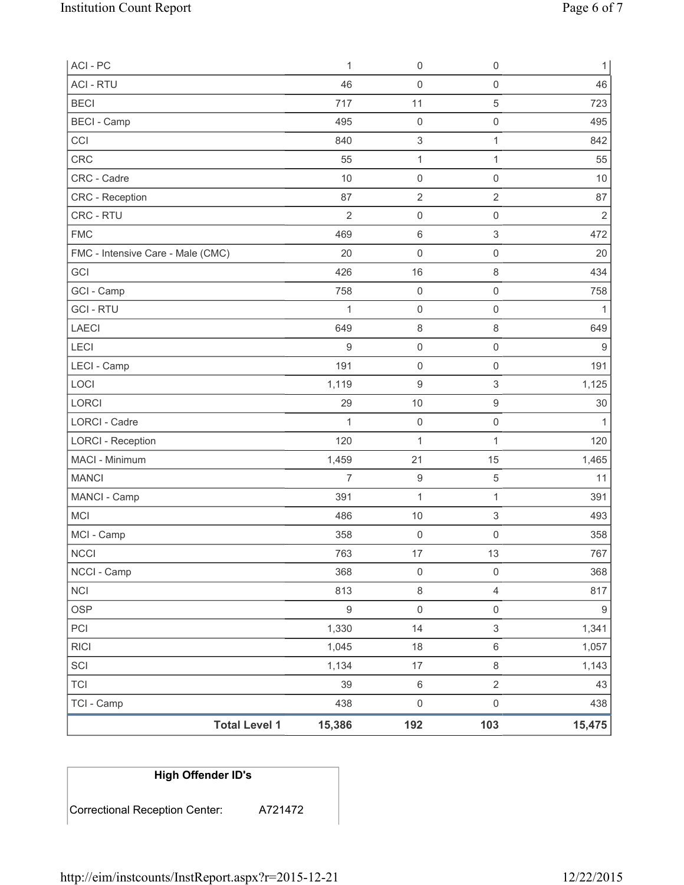| | | | | |
|---|---|---|---|---|
| ACI - PC | 1 | 0 | 0 | 1 |
| ACI - RTU | 46 | 0 | 0 | 46 |
| BECI | 717 | 11 | 5 | 723 |
| BECI - Camp | 495 | 0 | 0 | 495 |
| CCI | 840 | 3 | 1 | 842 |
| CRC | 55 | 1 | 1 | 55 |
| CRC - Cadre | 10 | 0 | 0 | 10 |
| CRC - Reception | 87 | 2 | 2 | 87 |
| CRC - RTU | 2 | 0 | 0 | 2 |
| FMC | 469 | 6 | 3 | 472 |
| FMC - Intensive Care - Male (CMC) | 20 | 0 | 0 | 20 |
| GCI | 426 | 16 | 8 | 434 |
| GCI - Camp | 758 | 0 | 0 | 758 |
| GCI - RTU | 1 | 0 | 0 | 1 |
| LAECI | 649 | 8 | 8 | 649 |
| LECI | 9 | 0 | 0 | 9 |
| LECI - Camp | 191 | 0 | 0 | 191 |
| LOCI | 1,119 | 9 | 3 | 1,125 |
| LORCI | 29 | 10 | 9 | 30 |
| LORCI - Cadre | 1 | 0 | 0 | 1 |
| LORCI - Reception | 120 | 1 | 1 | 120 |
| MACI - Minimum | 1,459 | 21 | 15 | 1,465 |
| MANCI | 7 | 9 | 5 | 11 |
| MANCI - Camp | 391 | 1 | 1 | 391 |
| MCI | 486 | 10 | 3 | 493 |
| MCI - Camp | 358 | 0 | 0 | 358 |
| NCCI | 763 | 17 | 13 | 767 |
| NCCI - Camp | 368 | 0 | 0 | 368 |
| NCI | 813 | 8 | 4 | 817 |
| OSP | 9 | 0 | 0 | 9 |
| PCI | 1,330 | 14 | 3 | 1,341 |
| RICI | 1,045 | 18 | 6 | 1,057 |
| SCI | 1,134 | 17 | 8 | 1,143 |
| TCI | 39 | 6 | 2 | 43 |
| TCI - Camp | 438 | 0 | 0 | 438 |
| **Total Level 1** | **15,386** | **192** | **103** | **15,475** |

| High Offender ID's | |
|---|---|
| Correctional Reception Center: | A721472 |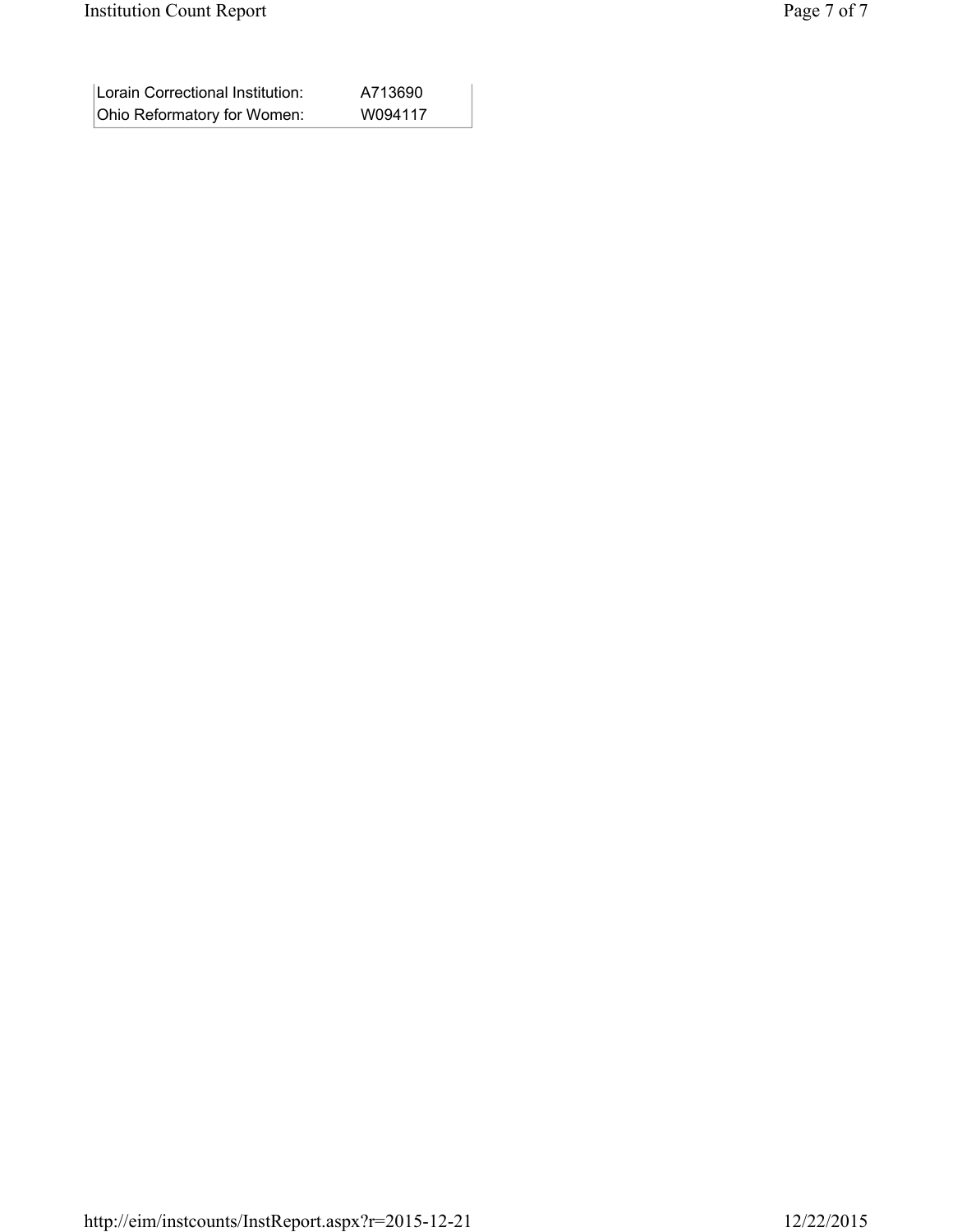| | |
|---|---|
| Lorain Correctional Institution: | A713690 |
| Ohio Reformatory for Women: | W094117 |